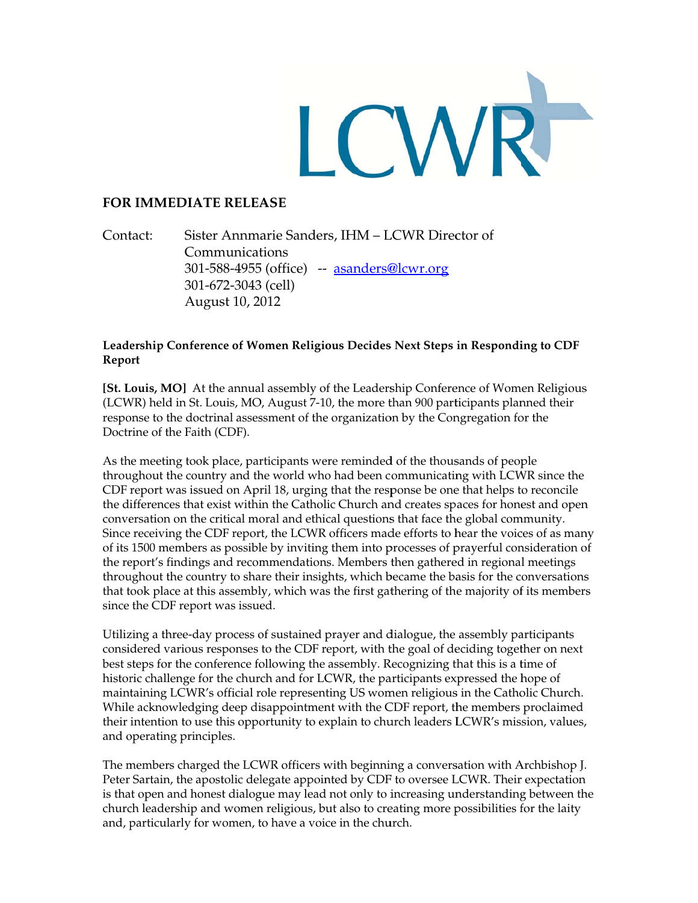LCWR

**FOR IMMEDIATE RELEASE**

Contact: Sister Annmarie Sanders, IHM – LCWR Director of Communications
301-588-4955 (office) -- asanders@lcwr.org
301-672-3043 (cell)
August 10, 2012

**Leadership Conference of Women Religious Decides Next Steps in Responding to CDF Report**

**[St. Louis, MO]** At the annual assembly of the Leadership Conference of Women Religious (LCWR) held in St. Louis, MO, August 7-10, the more than 900 participants planned their response to the doctrinal assessment of the organization by the Congregation for the Doctrine of the Faith (CDF).

As the meeting took place, participants were reminded of the thousands of people throughout the country and the world who had been communicating with LCWR since the CDF report was issued on April 18, urging that the response be one that helps to reconcile the differences that exist within the Catholic Church and creates spaces for honest and open conversation on the critical moral and ethical questions that face the global community. Since receiving the CDF report, the LCWR officers made efforts to hear the voices of as many of its 1500 members as possible by inviting them into processes of prayerful consideration of the report's findings and recommendations. Members then gathered in regional meetings throughout the country to share their insights, which became the basis for the conversations that took place at this assembly, which was the first gathering of the majority of its members since the CDF report was issued.

Utilizing a three-day process of sustained prayer and dialogue, the assembly participants considered various responses to the CDF report, with the goal of deciding together on next best steps for the conference following the assembly. Recognizing that this is a time of historic challenge for the church and for LCWR, the participants expressed the hope of maintaining LCWR's official role representing US women religious in the Catholic Church. While acknowledging deep disappointment with the CDF report, the members proclaimed their intention to use this opportunity to explain to church leaders LCWR's mission, values, and operating principles.

The members charged the LCWR officers with beginning a conversation with Archbishop J. Peter Sartain, the apostolic delegate appointed by CDF to oversee LCWR. Their expectation is that open and honest dialogue may lead not only to increasing understanding between the church leadership and women religious, but also to creating more possibilities for the laity and, particularly for women, to have a voice in the church.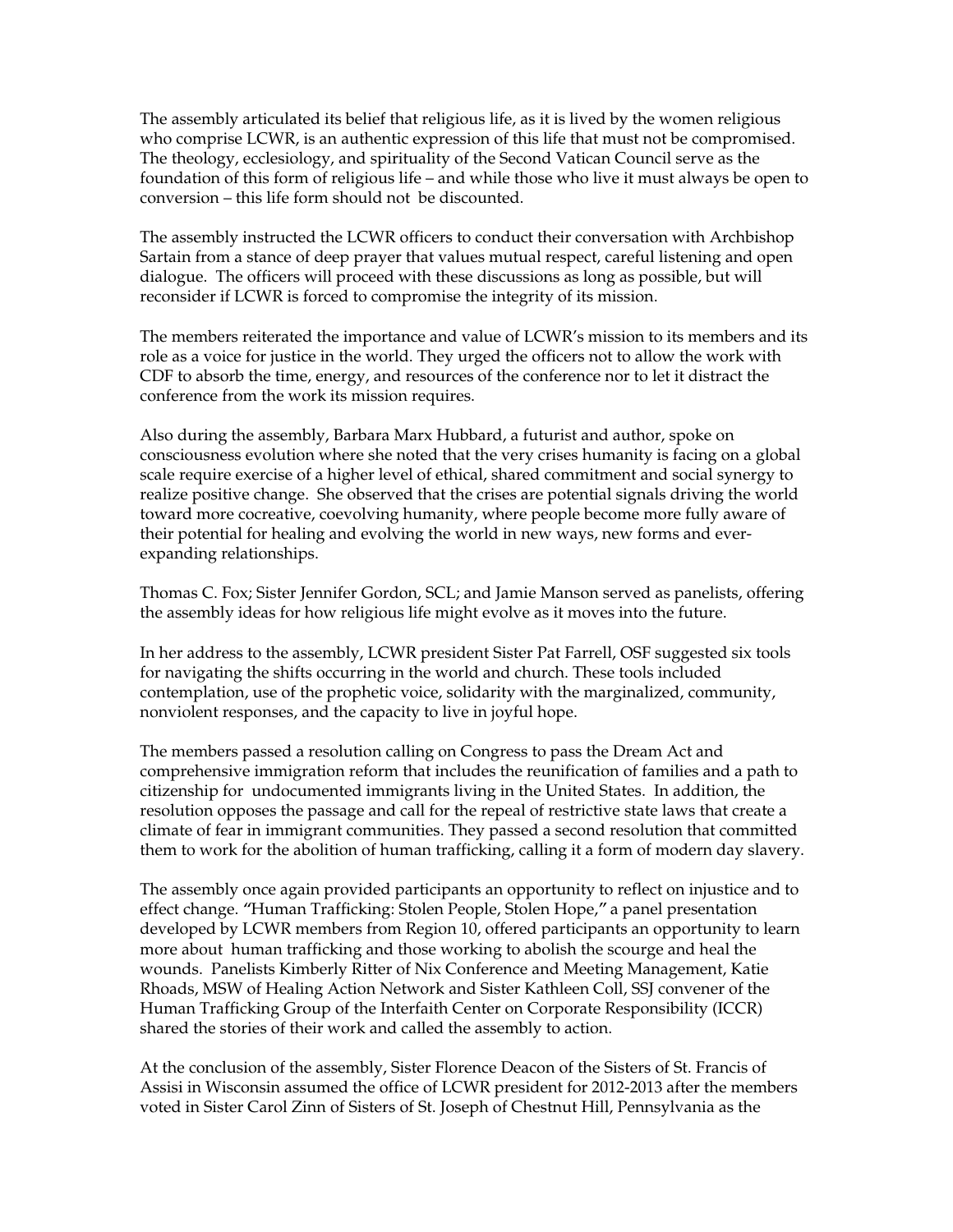The assembly articulated its belief that religious life, as it is lived by the women religious who comprise LCWR, is an authentic expression of this life that must not be compromised. The theology, ecclesiology, and spirituality of the Second Vatican Council serve as the foundation of this form of religious life – and while those who live it must always be open to conversion – this life form should not be discounted.

The assembly instructed the LCWR officers to conduct their conversation with Archbishop Sartain from a stance of deep prayer that values mutual respect, careful listening and open dialogue. The officers will proceed with these discussions as long as possible, but will reconsider if LCWR is forced to compromise the integrity of its mission.

The members reiterated the importance and value of LCWR's mission to its members and its role as a voice for justice in the world. They urged the officers not to allow the work with CDF to absorb the time, energy, and resources of the conference nor to let it distract the conference from the work its mission requires.

Also during the assembly, Barbara Marx Hubbard, a futurist and author, spoke on consciousness evolution where she noted that the very crises humanity is facing on a global scale require exercise of a higher level of ethical, shared commitment and social synergy to realize positive change. She observed that the crises are potential signals driving the world toward more cocreative, coevolving humanity, where people become more fully aware of their potential for healing and evolving the world in new ways, new forms and ever-expanding relationships.

Thomas C. Fox; Sister Jennifer Gordon, SCL; and Jamie Manson served as panelists, offering the assembly ideas for how religious life might evolve as it moves into the future.

In her address to the assembly, LCWR president Sister Pat Farrell, OSF suggested six tools for navigating the shifts occurring in the world and church. These tools included contemplation, use of the prophetic voice, solidarity with the marginalized, community, nonviolent responses, and the capacity to live in joyful hope.

The members passed a resolution calling on Congress to pass the Dream Act and comprehensive immigration reform that includes the reunification of families and a path to citizenship for undocumented immigrants living in the United States. In addition, the resolution opposes the passage and call for the repeal of restrictive state laws that create a climate of fear in immigrant communities. They passed a second resolution that committed them to work for the abolition of human trafficking, calling it a form of modern day slavery.

The assembly once again provided participants an opportunity to reflect on injustice and to effect change. "Human Trafficking: Stolen People, Stolen Hope," a panel presentation developed by LCWR members from Region 10, offered participants an opportunity to learn more about human trafficking and those working to abolish the scourge and heal the wounds. Panelists Kimberly Ritter of Nix Conference and Meeting Management, Katie Rhoads, MSW of Healing Action Network and Sister Kathleen Coll, SSJ convener of the Human Trafficking Group of the Interfaith Center on Corporate Responsibility (ICCR) shared the stories of their work and called the assembly to action.

At the conclusion of the assembly, Sister Florence Deacon of the Sisters of St. Francis of Assisi in Wisconsin assumed the office of LCWR president for 2012-2013 after the members voted in Sister Carol Zinn of Sisters of St. Joseph of Chestnut Hill, Pennsylvania as the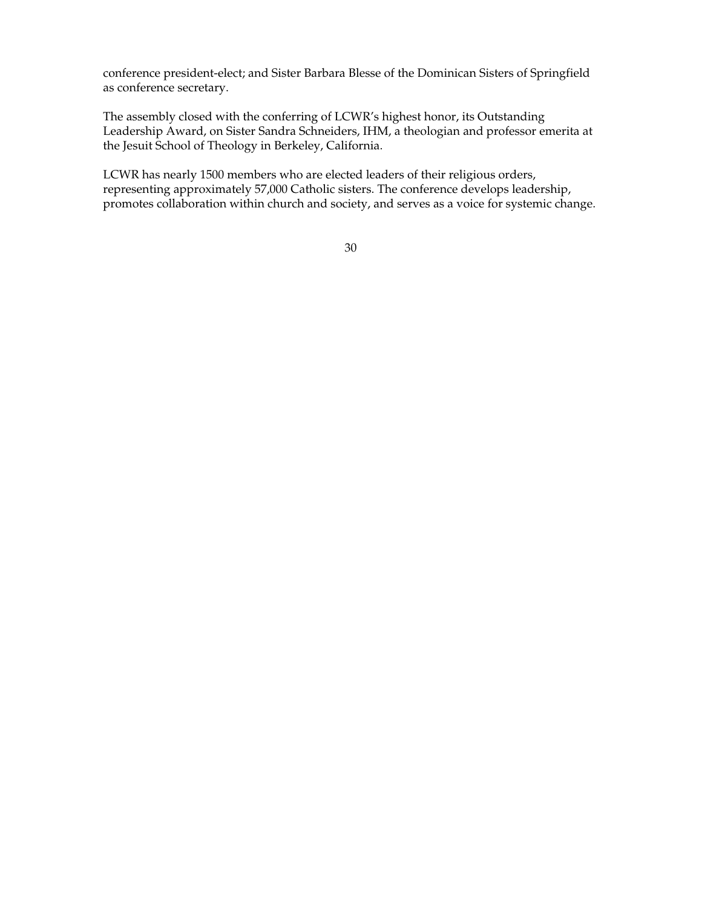conference president-elect; and Sister Barbara Blesse of the Dominican Sisters of Springfield as conference secretary.

The assembly closed with the conferring of LCWR's highest honor, its Outstanding Leadership Award, on Sister Sandra Schneiders, IHM, a theologian and professor emerita at the Jesuit School of Theology in Berkeley, California.

LCWR has nearly 1500 members who are elected leaders of their religious orders, representing approximately 57,000 Catholic sisters. The conference develops leadership, promotes collaboration within church and society, and serves as a voice for systemic change.

30